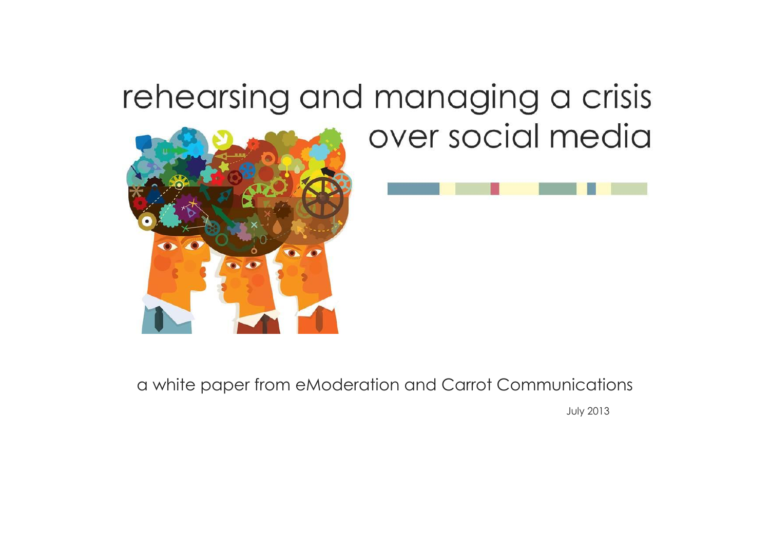# rehearsing and managing a crisis over social media

a white paper from eModeration and Carrot Communications

July 2013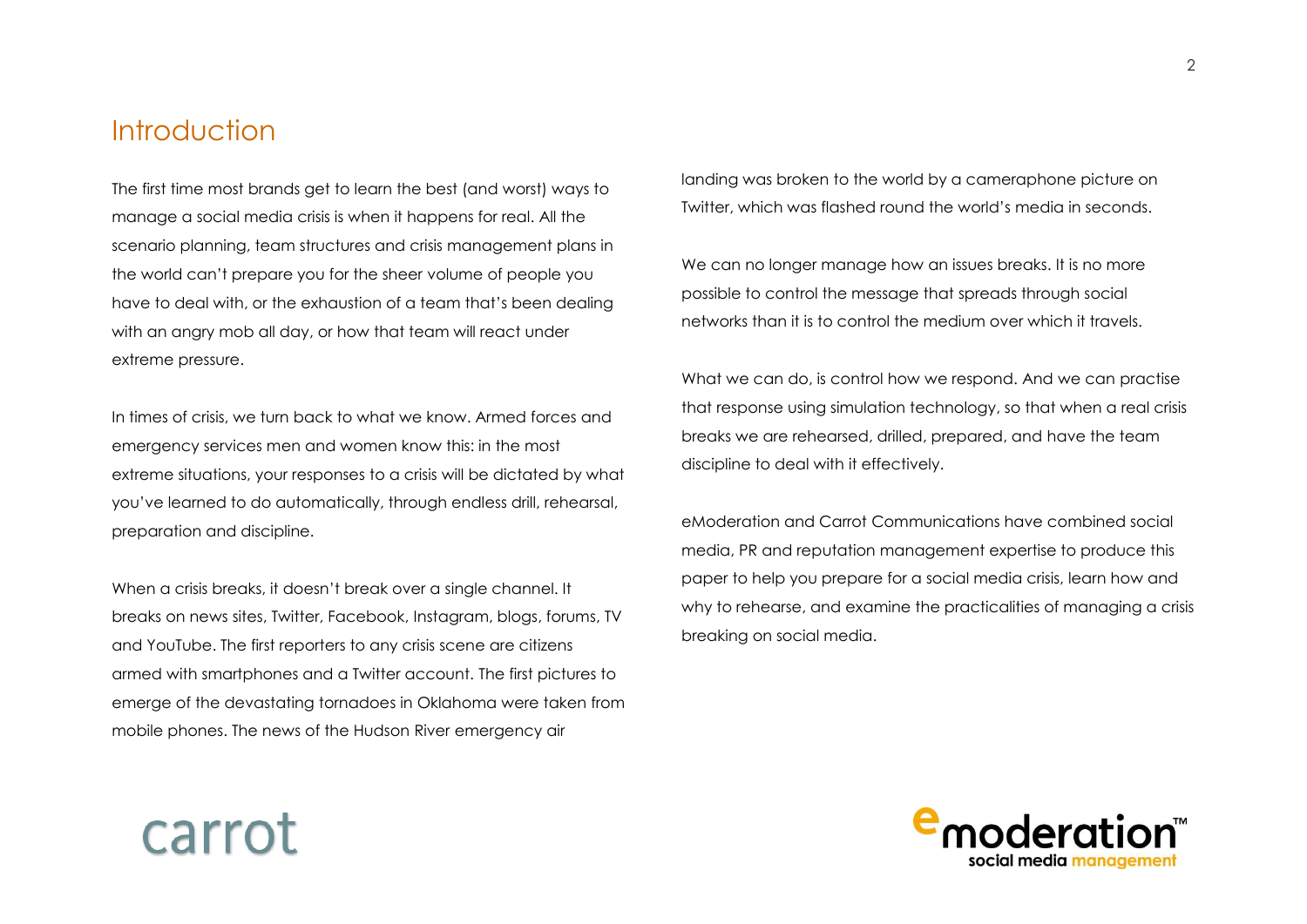## Introduction

The first time most brands get to learn the best (and worst) ways to manage a social media crisis is when it happens for real. All the scenario planning, team structures and crisis management plans in the world can't prepare you for the sheer volume of people you have to deal with, or the exhaustion of a team that's been dealing with an angry mob all day, or how that team will react under extreme pressure.

In times of crisis, we turn back to what we know. Armed forces and emergency services men and women know this: in the most extreme situations, your responses to a crisis will be dictated by what you've learned to do automatically, through endless drill, rehearsal, preparation and discipline.

When a crisis breaks, it doesn't break over a single channel. It breaks on news sites, Twitter, Facebook, Instagram, blogs, forums, TV and YouTube. The first reporters to any crisis scene are citizens armed with smartphones and a Twitter account. The first pictures to emerge of the devastating tornadoes in Oklahoma were taken from mobile phones. The news of the Hudson River emergency air landing was broken to the world by a cameraphone picture on Twitter, which was flashed round the world's media in seconds.

We can no longer manage how an issues breaks. It is no more possible to control the message that spreads through social networks than it is to control the medium over which it travels.

What we can do, is control how we respond. And we can practise that response using simulation technology, so that when a real crisis breaks we are rehearsed, drilled, prepared, and have the team discipline to deal with it effectively.

eModeration and Carrot Communications have combined social media, PR and reputation management expertise to produce this paper to help you prepare for a social media crisis, learn how and why to rehearse, and examine the practicalities of managing a crisis breaking on social media.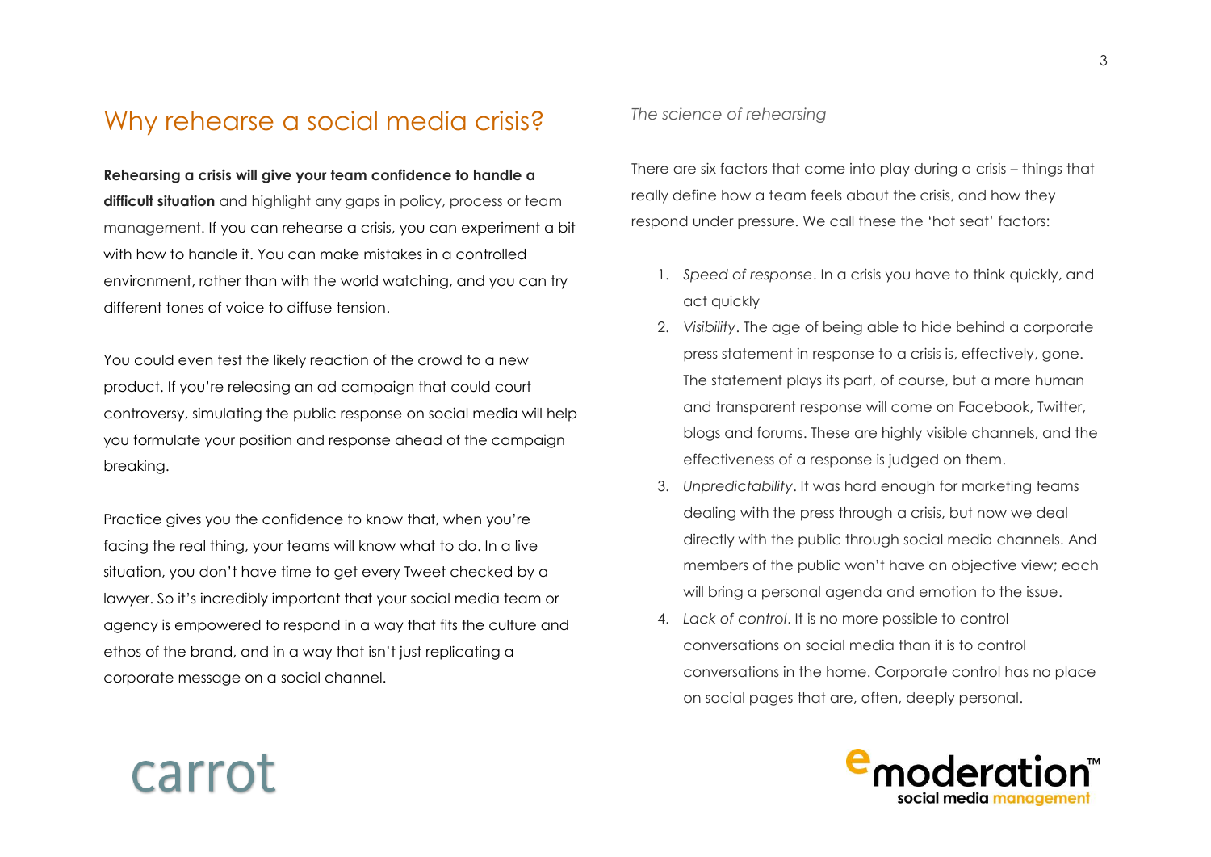## Why rehearse a social media crisis?

**Rehearsing a crisis will give your team confidence to handle a difficult situation** and highlight any gaps in policy, process or team management. If you can rehearse a crisis, you can experiment a bit with how to handle it. You can make mistakes in a controlled environment, rather than with the world watching, and you can try different tones of voice to diffuse tension.

You could even test the likely reaction of the crowd to a new product. If you're releasing an ad campaign that could court controversy, simulating the public response on social media will help you formulate your position and response ahead of the campaign breaking.

Practice gives you the confidence to know that, when you're facing the real thing, your teams will know what to do. In a live situation, you don't have time to get every Tweet checked by a lawyer. So it's incredibly important that your social media team or agency is empowered to respond in a way that fits the culture and ethos of the brand, and in a way that isn't just replicating a corporate message on a social channel.

*The science of rehearsing*

There are six factors that come into play during a crisis – things that really define how a team feels about the crisis, and how they respond under pressure. We call these the 'hot seat' factors:

1. *Speed of response*. In a crisis you have to think quickly, and act quickly
2. *Visibility*. The age of being able to hide behind a corporate press statement in response to a crisis is, effectively, gone. The statement plays its part, of course, but a more human and transparent response will come on Facebook, Twitter, blogs and forums. These are highly visible channels, and the effectiveness of a response is judged on them.
3. *Unpredictability*. It was hard enough for marketing teams dealing with the press through a crisis, but now we deal directly with the public through social media channels. And members of the public won't have an objective view; each will bring a personal agenda and emotion to the issue.
4. *Lack of control*. It is no more possible to control conversations on social media than it is to control conversations in the home. Corporate control has no place on social pages that are, often, deeply personal.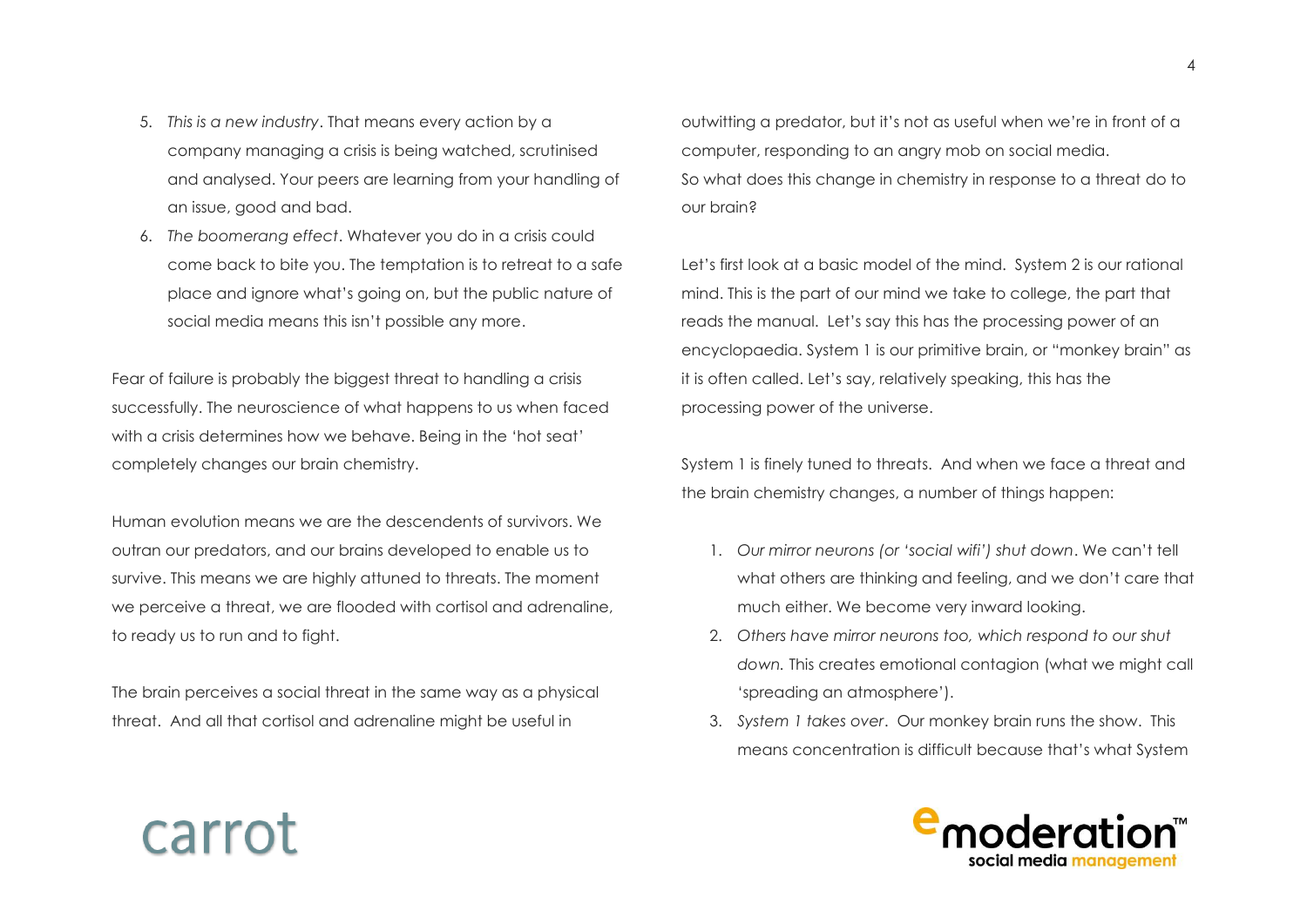5. *This is a new industry*. That means every action by a company managing a crisis is being watched, scrutinised and analysed. Your peers are learning from your handling of an issue, good and bad.
6. *The boomerang effect*. Whatever you do in a crisis could come back to bite you. The temptation is to retreat to a safe place and ignore what's going on, but the public nature of social media means this isn't possible any more.

Fear of failure is probably the biggest threat to handling a crisis successfully. The neuroscience of what happens to us when faced with a crisis determines how we behave. Being in the 'hot seat' completely changes our brain chemistry.

Human evolution means we are the descendents of survivors. We outran our predators, and our brains developed to enable us to survive. This means we are highly attuned to threats. The moment we perceive a threat, we are flooded with cortisol and adrenaline, to ready us to run and to fight.

The brain perceives a social threat in the same way as a physical threat. And all that cortisol and adrenaline might be useful in outwitting a predator, but it's not as useful when we're in front of a computer, responding to an angry mob on social media.
So what does this change in chemistry in response to a threat do to our brain?

Let's first look at a basic model of the mind. System 2 is our rational mind. This is the part of our mind we take to college, the part that reads the manual. Let's say this has the processing power of an encyclopaedia. System 1 is our primitive brain, or "monkey brain" as it is often called. Let's say, relatively speaking, this has the processing power of the universe.

System 1 is finely tuned to threats. And when we face a threat and the brain chemistry changes, a number of things happen:

1. *Our mirror neurons (or 'social wifi') shut down*. We can't tell what others are thinking and feeling, and we don't care that much either. We become very inward looking.
2. *Others have mirror neurons too, which respond to our shut down.* This creates emotional contagion (what we might call 'spreading an atmosphere').
3. *System 1 takes over*. Our monkey brain runs the show. This means concentration is difficult because that's what System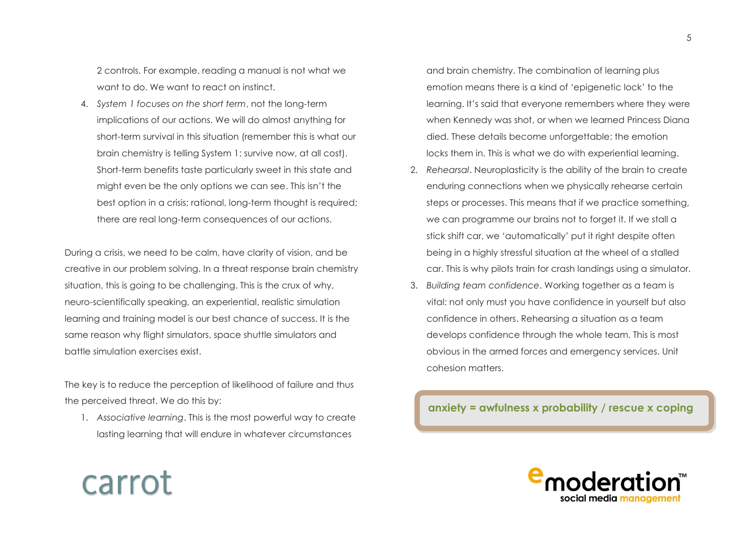2 controls. For example, reading a manual is not what we want to do. We want to react on instinct.

4. *System 1 focuses on the short term*, not the long-term implications of our actions. We will do almost anything for short-term survival in this situation (remember this is what our brain chemistry is telling System 1: survive now, at all cost). Short-term benefits taste particularly sweet in this state and might even be the only options we can see. This isn't the best option in a crisis; rational, long-term thought is required; there are real long-term consequences of our actions.

During a crisis, we need to be calm, have clarity of vision, and be creative in our problem solving. In a threat response brain chemistry situation, this is going to be challenging. This is the crux of why, neuro-scientifically speaking, an experiential, realistic simulation learning and training model is our best chance of success. It is the same reason why flight simulators, space shuttle simulators and battle simulation exercises exist.

The key is to reduce the perception of likelihood of failure and thus the perceived threat. We do this by:

1. *Associative learning*. This is the most powerful way to create lasting learning that will endure in whatever circumstances and brain chemistry. The combination of learning plus emotion means there is a kind of 'epigenetic lock' to the learning. It's said that everyone remembers where they were when Kennedy was shot, or when we learned Princess Diana died. These details become unforgettable: the emotion locks them in. This is what we do with experiential learning.
2. *Rehearsal*. Neuroplasticity is the ability of the brain to create enduring connections when we physically rehearse certain steps or processes. This means that if we practice something, we can programme our brains not to forget it. If we stall a stick shift car, we 'automatically' put it right despite often being in a highly stressful situation at the wheel of a stalled car. This is why pilots train for crash landings using a simulator.
3. *Building team confidence*. Working together as a team is vital: not only must you have confidence in yourself but also confidence in others. Rehearsing a situation as a team develops confidence through the whole team. This is most obvious in the armed forces and emergency services. Unit cohesion matters.

**anxiety = awfulness x probability / rescue x coping**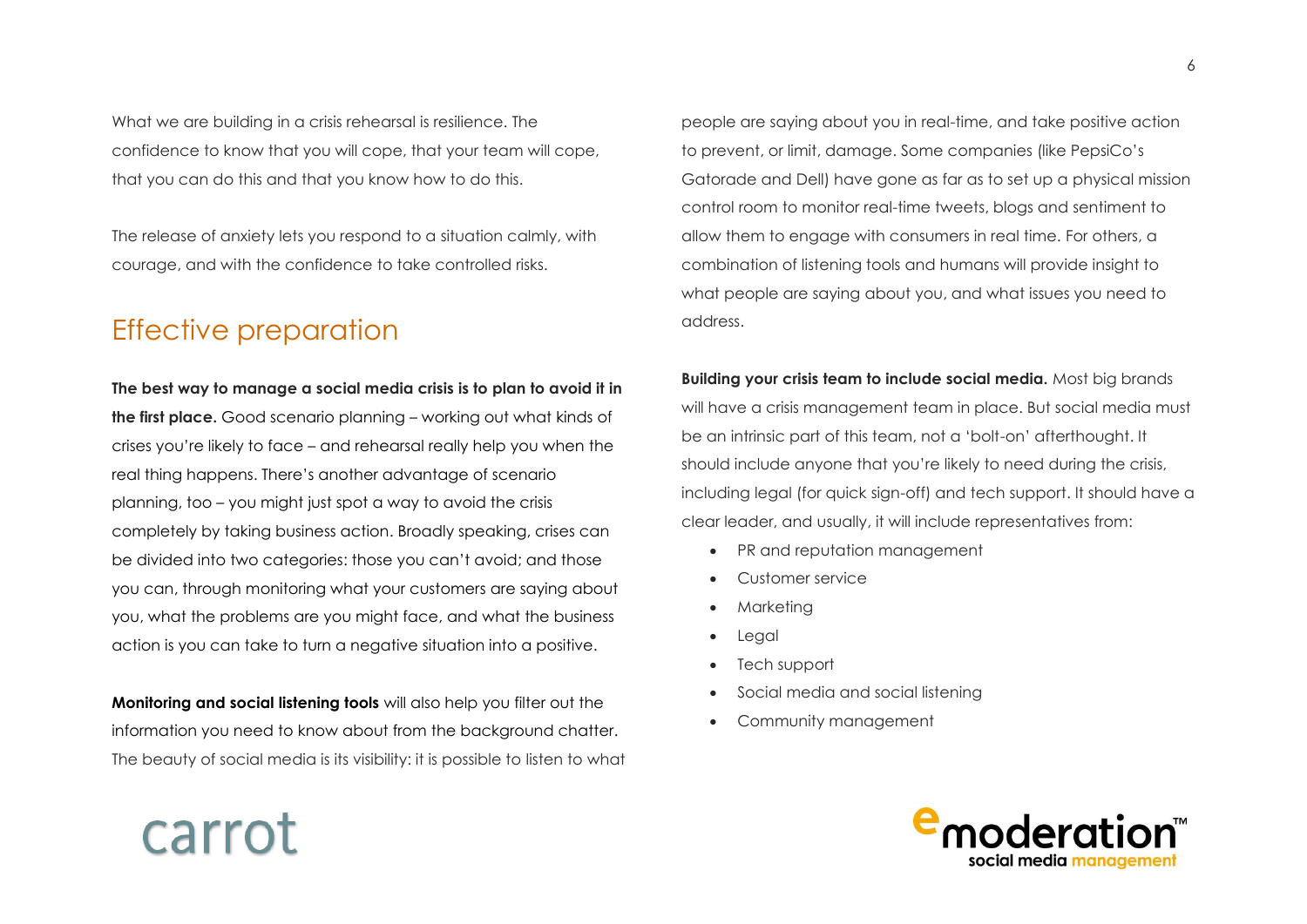What we are building in a crisis rehearsal is resilience. The confidence to know that you will cope, that your team will cope, that you can do this and that you know how to do this.

The release of anxiety lets you respond to a situation calmly, with courage, and with the confidence to take controlled risks.

## Effective preparation

**The best way to manage a social media crisis is to plan to avoid it in the first place.** Good scenario planning – working out what kinds of crises you're likely to face – and rehearsal really help you when the real thing happens. There's another advantage of scenario planning, too – you might just spot a way to avoid the crisis completely by taking business action. Broadly speaking, crises can be divided into two categories: those you can't avoid; and those you can, through monitoring what your customers are saying about you, what the problems are you might face, and what the business action is you can take to turn a negative situation into a positive.

**Monitoring and social listening tools** will also help you filter out the information you need to know about from the background chatter. The beauty of social media is its visibility: it is possible to listen to what people are saying about you in real-time, and take positive action to prevent, or limit, damage. Some companies (like PepsiCo's Gatorade and Dell) have gone as far as to set up a physical mission control room to monitor real-time tweets, blogs and sentiment to allow them to engage with consumers in real time. For others, a combination of listening tools and humans will provide insight to what people are saying about you, and what issues you need to address.

**Building your crisis team to include social media.** Most big brands will have a crisis management team in place. But social media must be an intrinsic part of this team, not a 'bolt-on' afterthought. It should include anyone that you're likely to need during the crisis, including legal (for quick sign-off) and tech support. It should have a clear leader, and usually, it will include representatives from:

- PR and reputation management
- Customer service
- Marketing
- Legal
- Tech support
- Social media and social listening
- Community management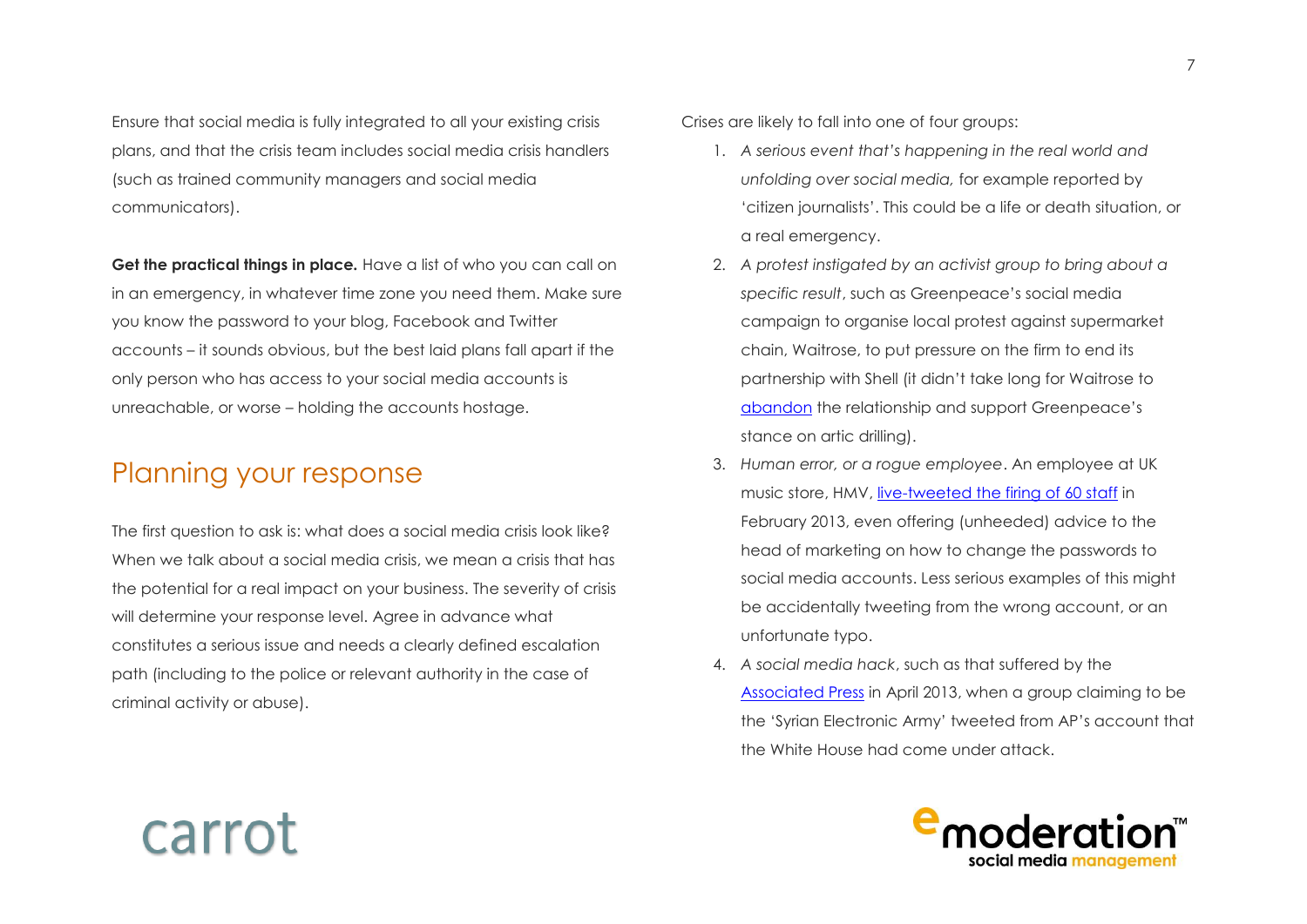Ensure that social media is fully integrated to all your existing crisis plans, and that the crisis team includes social media crisis handlers (such as trained community managers and social media communicators).

**Get the practical things in place.** Have a list of who you can call on in an emergency, in whatever time zone you need them. Make sure you know the password to your blog, Facebook and Twitter accounts – it sounds obvious, but the best laid plans fall apart if the only person who has access to your social media accounts is unreachable, or worse – holding the accounts hostage.

## Planning your response

The first question to ask is: what does a social media crisis look like? When we talk about a social media crisis, we mean a crisis that has the potential for a real impact on your business. The severity of crisis will determine your response level. Agree in advance what constitutes a serious issue and needs a clearly defined escalation path (including to the police or relevant authority in the case of criminal activity or abuse).

Crises are likely to fall into one of four groups:

1. *A serious event that's happening in the real world and unfolding over social media,* for example reported by 'citizen journalists'. This could be a life or death situation, or a real emergency.
2. *A protest instigated by an activist group to bring about a specific result*, such as Greenpeace's social media campaign to organise local protest against supermarket chain, Waitrose, to put pressure on the firm to end its partnership with Shell (it didn't take long for Waitrose to abandon the relationship and support Greenpeace's stance on artic drilling).
3. *Human error, or a rogue employee*. An employee at UK music store, HMV, live-tweeted the firing of 60 staff in February 2013, even offering (unheeded) advice to the head of marketing on how to change the passwords to social media accounts. Less serious examples of this might be accidentally tweeting from the wrong account, or an unfortunate typo.
4. *A social media hack*, such as that suffered by the Associated Press in April 2013, when a group claiming to be the 'Syrian Electronic Army' tweeted from AP's account that the White House had come under attack.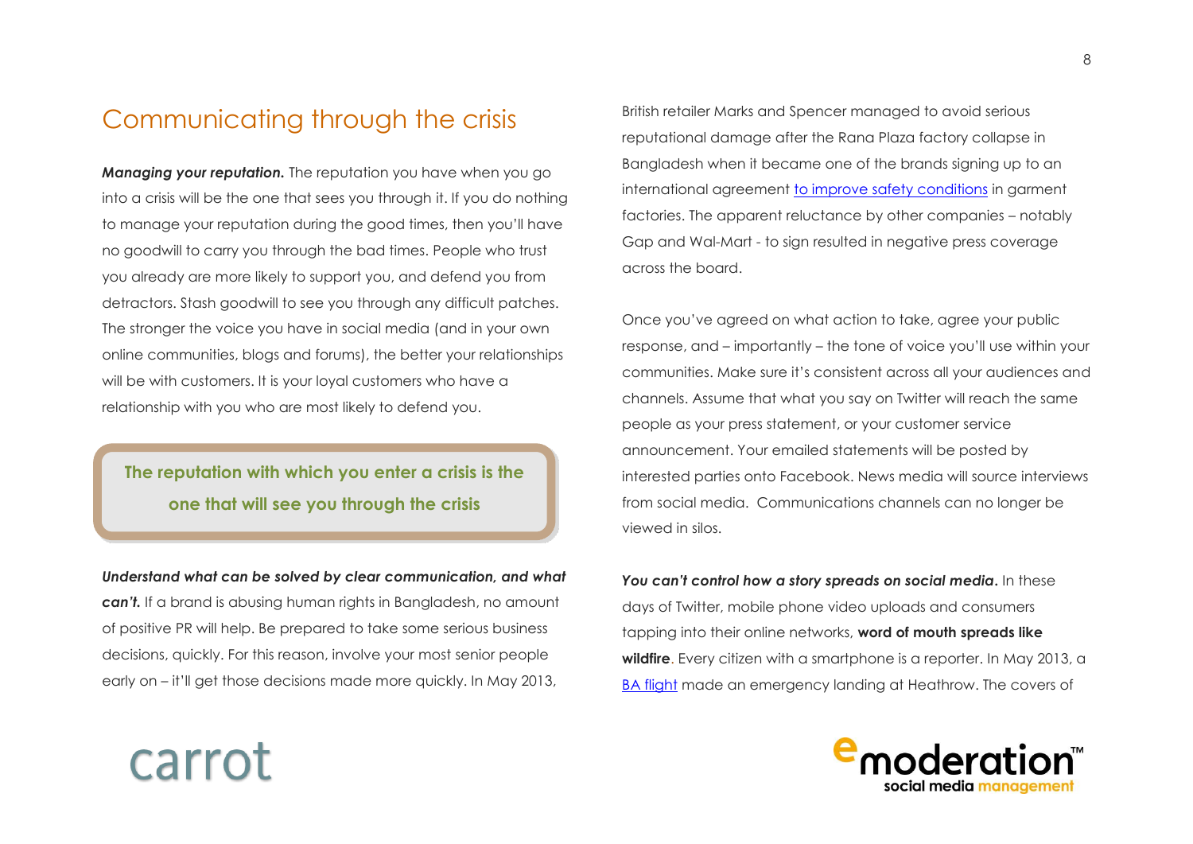## Communicating through the crisis

***Managing your reputation.*** The reputation you have when you go into a crisis will be the one that sees you through it. If you do nothing to manage your reputation during the good times, then you'll have no goodwill to carry you through the bad times. People who trust you already are more likely to support you, and defend you from detractors. Stash goodwill to see you through any difficult patches. The stronger the voice you have in social media (and in your own online communities, blogs and forums), the better your relationships will be with customers. It is your loyal customers who have a relationship with you who are most likely to defend you.

> **The reputation with which you enter a crisis is the one that will see you through the crisis**

***Understand what can be solved by clear communication, and what can't.*** If a brand is abusing human rights in Bangladesh, no amount of positive PR will help. Be prepared to take some serious business decisions, quickly. For this reason, involve your most senior people early on – it'll get those decisions made more quickly. In May 2013, British retailer Marks and Spencer managed to avoid serious reputational damage after the Rana Plaza factory collapse in Bangladesh when it became one of the brands signing up to an international agreement to improve safety conditions in garment factories. The apparent reluctance by other companies – notably Gap and Wal-Mart - to sign resulted in negative press coverage across the board.

Once you've agreed on what action to take, agree your public response, and – importantly – the tone of voice you'll use within your communities. Make sure it's consistent across all your audiences and channels. Assume that what you say on Twitter will reach the same people as your press statement, or your customer service announcement. Your emailed statements will be posted by interested parties onto Facebook. News media will source interviews from social media. Communications channels can no longer be viewed in silos.

***You can't control how a story spreads on social media.*** In these days of Twitter, mobile phone video uploads and consumers tapping into their online networks, **word of mouth spreads like wildfire**. Every citizen with a smartphone is a reporter. In May 2013, a BA flight made an emergency landing at Heathrow. The covers of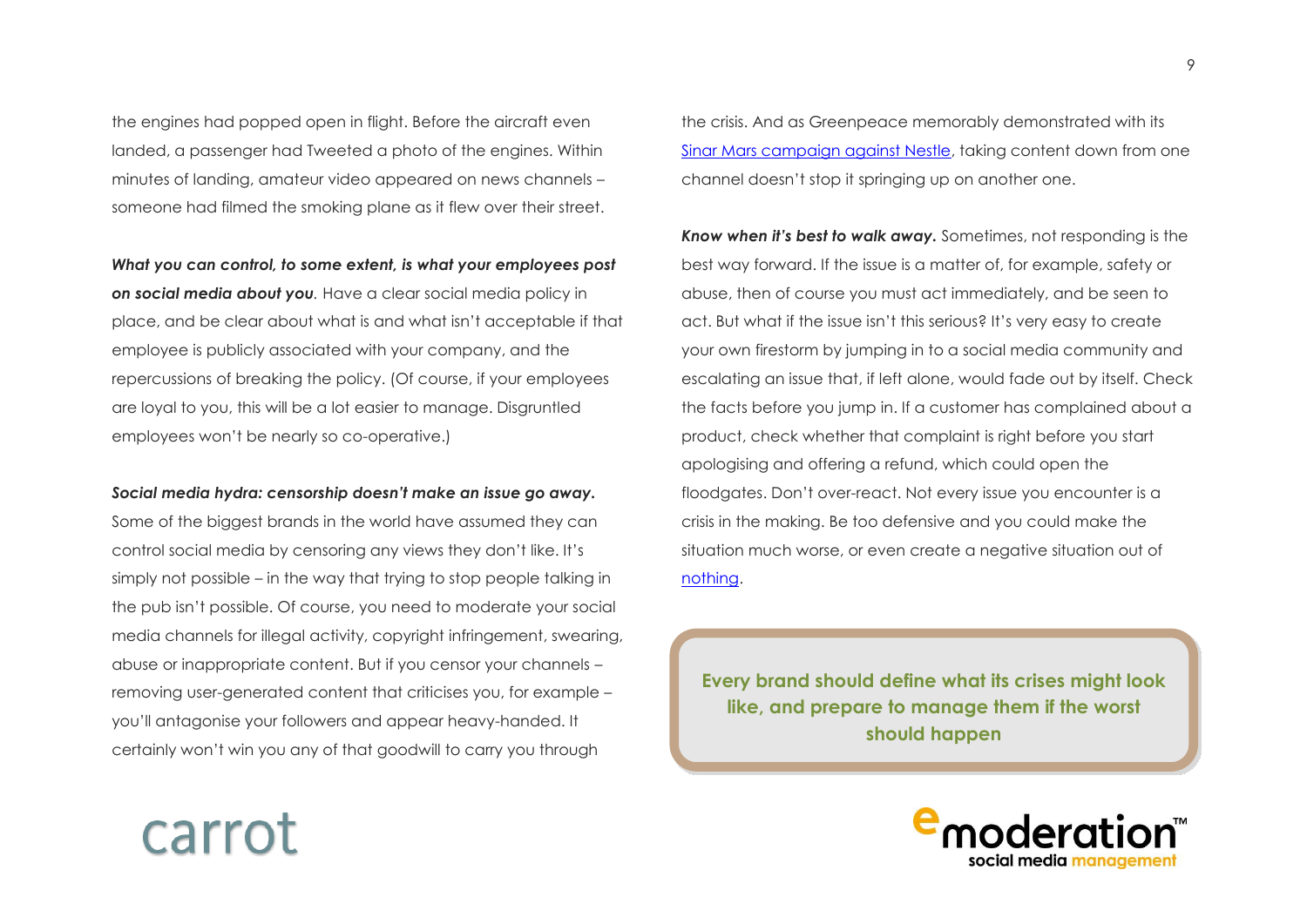the engines had popped open in flight. Before the aircraft even landed, a passenger had Tweeted a photo of the engines. Within minutes of landing, amateur video appeared on news channels – someone had filmed the smoking plane as it flew over their street.

***What you can control, to some extent, is what your employees post on social media about you***. Have a clear social media policy in place, and be clear about what is and what isn't acceptable if that employee is publicly associated with your company, and the repercussions of breaking the policy. (Of course, if your employees are loyal to you, this will be a lot easier to manage. Disgruntled employees won't be nearly so co-operative.)

***Social media hydra: censorship doesn't make an issue go away.*** Some of the biggest brands in the world have assumed they can control social media by censoring any views they don't like. It's simply not possible – in the way that trying to stop people talking in the pub isn't possible. Of course, you need to moderate your social media channels for illegal activity, copyright infringement, swearing, abuse or inappropriate content. But if you censor your channels – removing user-generated content that criticises you, for example – you'll antagonise your followers and appear heavy-handed. It certainly won't win you any of that goodwill to carry you through the crisis. And as Greenpeace memorably demonstrated with its Sinar Mars campaign against Nestle, taking content down from one channel doesn't stop it springing up on another one.

***Know when it's best to walk away.*** Sometimes, not responding is the best way forward. If the issue is a matter of, for example, safety or abuse, then of course you must act immediately, and be seen to act. But what if the issue isn't this serious? It's very easy to create your own firestorm by jumping in to a social media community and escalating an issue that, if left alone, would fade out by itself. Check the facts before you jump in. If a customer has complained about a product, check whether that complaint is right before you start apologising and offering a refund, which could open the floodgates. Don't over-react. Not every issue you encounter is a crisis in the making. Be too defensive and you could make the situation much worse, or even create a negative situation out of nothing.

**Every brand should define what its crises might look like, and prepare to manage them if the worst should happen**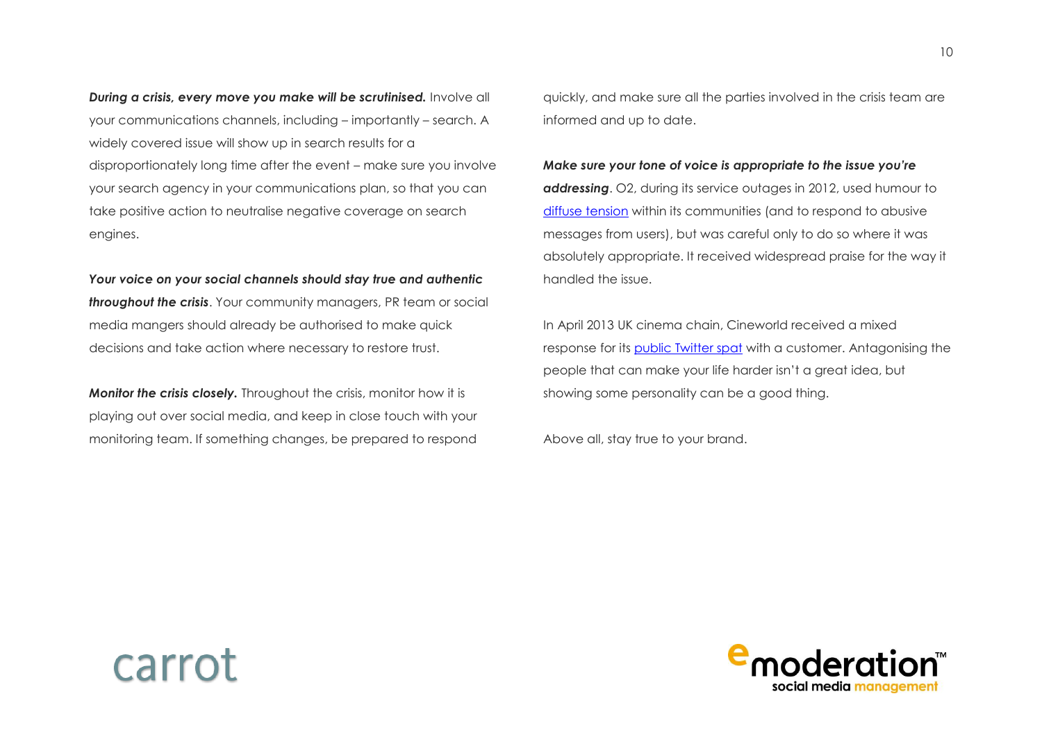***During a crisis, every move you make will be scrutinised.*** Involve all your communications channels, including – importantly – search. A widely covered issue will show up in search results for a disproportionately long time after the event – make sure you involve your search agency in your communications plan, so that you can take positive action to neutralise negative coverage on search engines.

***Your voice on your social channels should stay true and authentic throughout the crisis***. Your community managers, PR team or social media mangers should already be authorised to make quick decisions and take action where necessary to restore trust.

***Monitor the crisis closely.*** Throughout the crisis, monitor how it is playing out over social media, and keep in close touch with your monitoring team. If something changes, be prepared to respond quickly, and make sure all the parties involved in the crisis team are informed and up to date.

***Make sure your tone of voice is appropriate to the issue you're addressing***. O2, during its service outages in 2012, used humour to diffuse tension within its communities (and to respond to abusive messages from users), but was careful only to do so where it was absolutely appropriate. It received widespread praise for the way it handled the issue.

In April 2013 UK cinema chain, Cineworld received a mixed response for its public Twitter spat with a customer. Antagonising the people that can make your life harder isn't a great idea, but showing some personality can be a good thing.

Above all, stay true to your brand.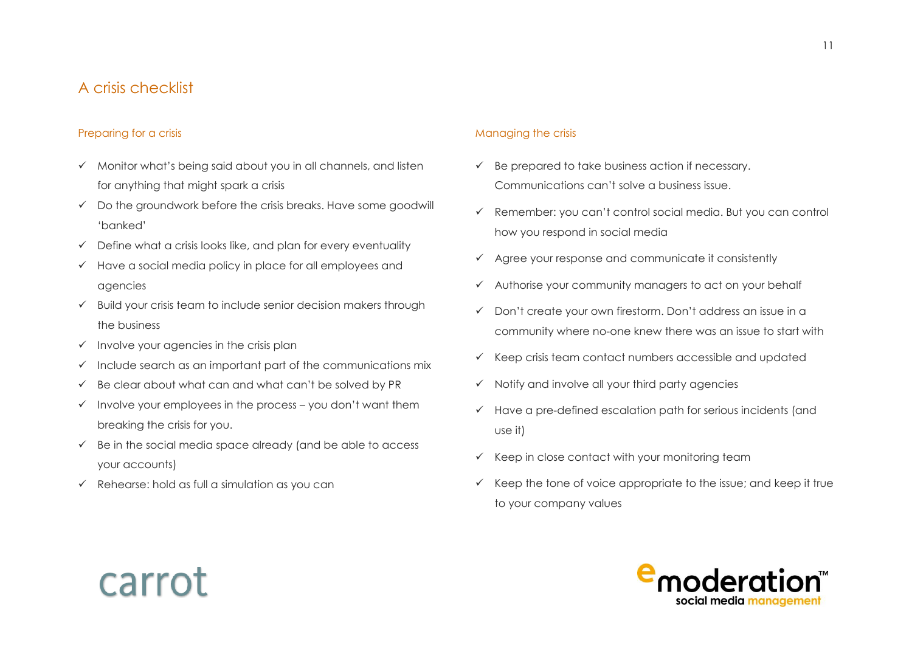# A crisis checklist

## Preparing for a crisis

- ✓ Monitor what's being said about you in all channels, and listen for anything that might spark a crisis
- ✓ Do the groundwork before the crisis breaks. Have some goodwill 'banked'
- ✓ Define what a crisis looks like, and plan for every eventuality
- ✓ Have a social media policy in place for all employees and agencies
- ✓ Build your crisis team to include senior decision makers through the business
- ✓ Involve your agencies in the crisis plan
- ✓ Include search as an important part of the communications mix
- ✓ Be clear about what can and what can't be solved by PR
- ✓ Involve your employees in the process – you don't want them breaking the crisis for you.
- ✓ Be in the social media space already (and be able to access your accounts)
- ✓ Rehearse: hold as full a simulation as you can

## Managing the crisis

- ✓ Be prepared to take business action if necessary. Communications can't solve a business issue.
- ✓ Remember: you can't control social media. But you can control how you respond in social media
- ✓ Agree your response and communicate it consistently
- ✓ Authorise your community managers to act on your behalf
- ✓ Don't create your own firestorm. Don't address an issue in a community where no-one knew there was an issue to start with
- ✓ Keep crisis team contact numbers accessible and updated
- ✓ Notify and involve all your third party agencies
- ✓ Have a pre-defined escalation path for serious incidents (and use it)
- ✓ Keep in close contact with your monitoring team
- ✓ Keep the tone of voice appropriate to the issue; and keep it true to your company values

carrot

emoderation™ social media management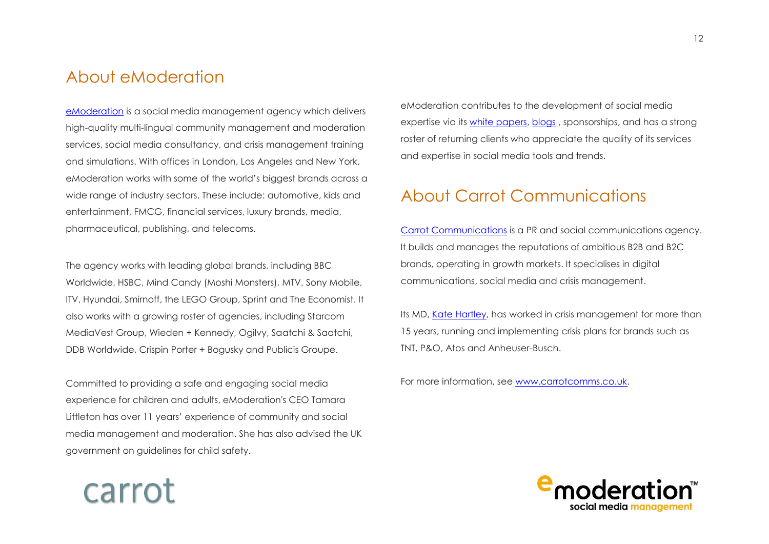## About eModeration

eModeration is a social media management agency which delivers high-quality multi-lingual community management and moderation services, social media consultancy, and crisis management training and simulations. With offices in London, Los Angeles and New York, eModeration works with some of the world's biggest brands across a wide range of industry sectors. These include: automotive, kids and entertainment, FMCG, financial services, luxury brands, media, pharmaceutical, publishing, and telecoms.

The agency works with leading global brands, including BBC Worldwide, HSBC, Mind Candy (Moshi Monsters), MTV, Sony Mobile, ITV, Hyundai, Smirnoff, the LEGO Group, Sprint and The Economist. It also works with a growing roster of agencies, including Starcom MediaVest Group, Wieden + Kennedy, Ogilvy, Saatchi & Saatchi, DDB Worldwide, Crispin Porter + Bogusky and Publicis Groupe.

Committed to providing a safe and engaging social media experience for children and adults, eModeration's CEO Tamara Littleton has over 11 years' experience of community and social media management and moderation. She has also advised the UK government on guidelines for child safety.

eModeration contributes to the development of social media expertise via its white papers, blogs , sponsorships, and has a strong roster of returning clients who appreciate the quality of its services and expertise in social media tools and trends.

## About Carrot Communications

Carrot Communications is a PR and social communications agency. It builds and manages the reputations of ambitious B2B and B2C brands, operating in growth markets. It specialises in digital communications, social media and crisis management.

Its MD, Kate Hartley, has worked in crisis management for more than 15 years, running and implementing crisis plans for brands such as TNT, P&O, Atos and Anheuser-Busch.

For more information, see www.carrotcomms.co.uk.

carrot

emoderation™
social media management